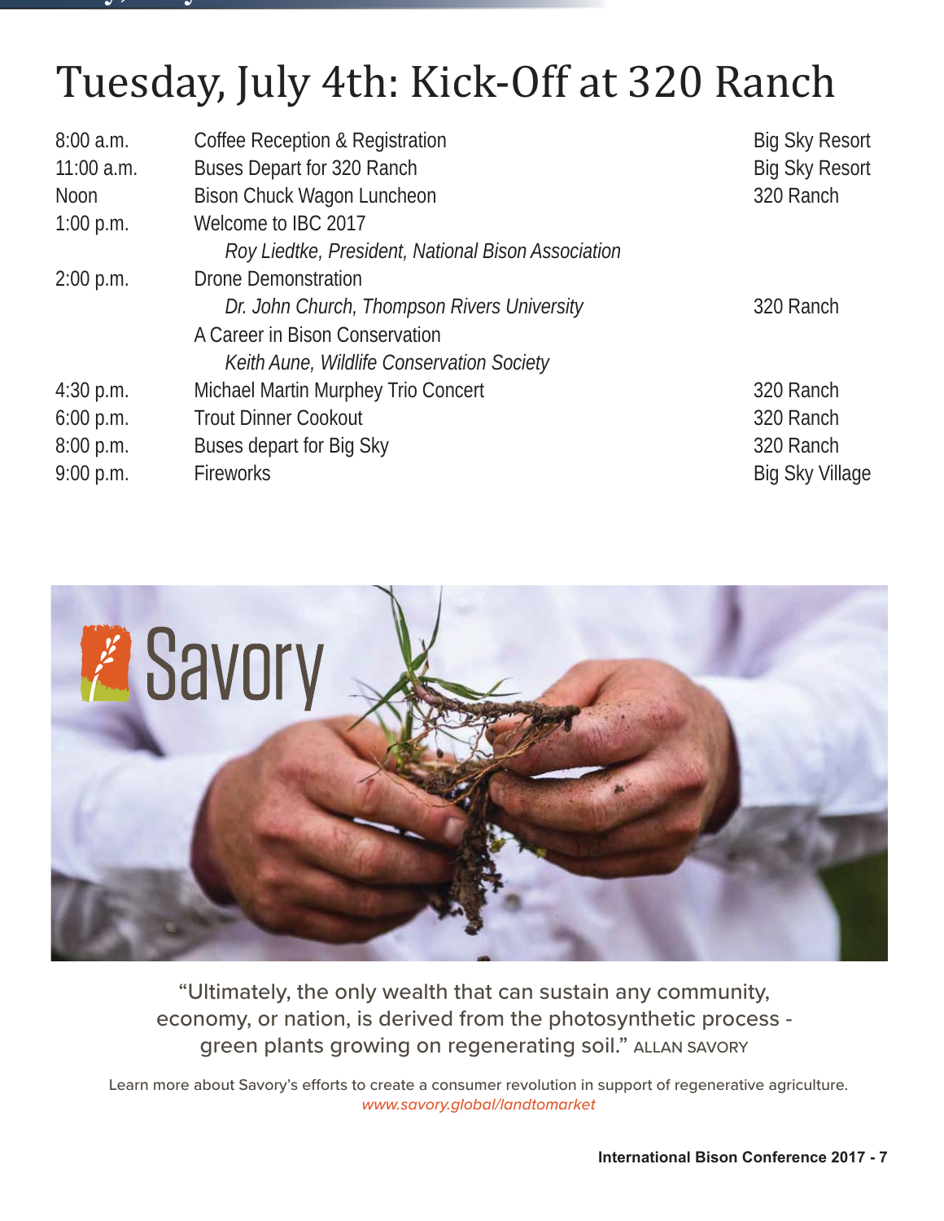# Tuesday, July 4th: Kick-Off at 320 Ranch

| | | |
|---|---|---|
| 8:00 a.m. | Coffee Reception & Registration | Big Sky Resort |
| 11:00 a.m. | Buses Depart for 320 Ranch | Big Sky Resort |
| Noon | Bison Chuck Wagon Luncheon | 320 Ranch |
| 1:00 p.m. | Welcome to IBC 2017<br>*Roy Liedtke, President, National Bison Association* | |
| 2:00 p.m. | Drone Demonstration<br>*Dr. John Church, Thompson Rivers University*<br>A Career in Bison Conservation<br>*Keith Aune, Wildlife Conservation Society* | 320 Ranch |
| 4:30 p.m. | Michael Martin Murphey Trio Concert | 320 Ranch |
| 6:00 p.m. | Trout Dinner Cookout | 320 Ranch |
| 8:00 p.m. | Buses depart for Big Sky | 320 Ranch |
| 9:00 p.m. | Fireworks | Big Sky Village |

Savory

"Ultimately, the only wealth that can sustain any community, economy, or nation, is derived from the photosynthetic process - green plants growing on regenerating soil." ALLAN SAVORY

Learn more about Savory's efforts to create a consumer revolution in support of regenerative agriculture.
*www.savory.global/landtomarket*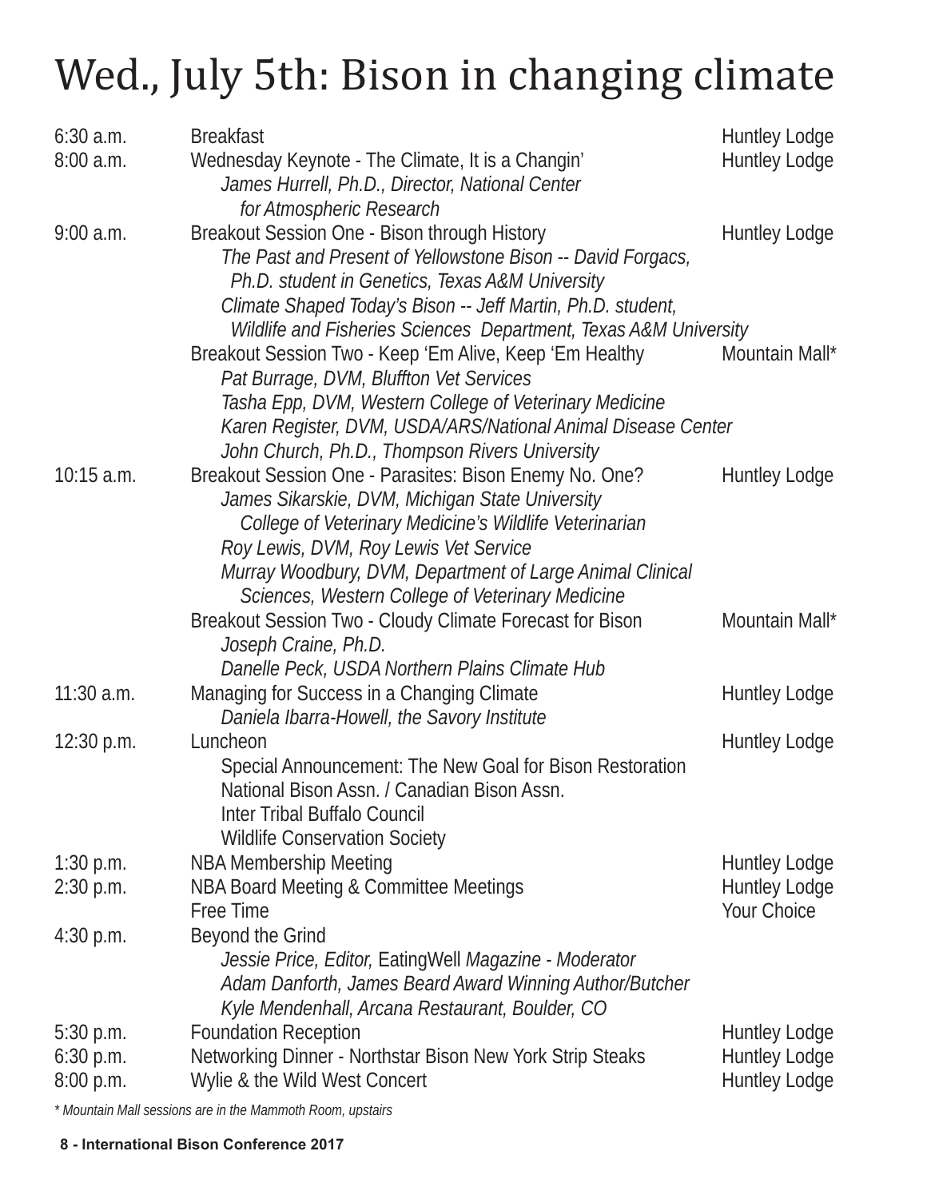# Wed., July 5th: Bison in changing climate

| Time | Event | Location |
|---|---|---|
| 6:30 a.m. | Breakfast | Huntley Lodge |
| 8:00 a.m. | Wednesday Keynote - The Climate, It is a Changin'<br>*James Hurrell, Ph.D., Director, National Center for Atmospheric Research* | Huntley Lodge |
| 9:00 a.m. | Breakout Session One - Bison through History<br>*The Past and Present of Yellowstone Bison -- David Forgacs, Ph.D. student in Genetics, Texas A&M University*<br>*Climate Shaped Today's Bison -- Jeff Martin, Ph.D. student, Wildlife and Fisheries Sciences Department, Texas A&M University* | Huntley Lodge |
| | Breakout Session Two - Keep 'Em Alive, Keep 'Em Healthy<br>*Pat Burrage, DVM, Bluffton Vet Services*<br>*Tasha Epp, DVM, Western College of Veterinary Medicine*<br>*Karen Register, DVM, USDA/ARS/National Animal Disease Center*<br>*John Church, Ph.D., Thompson Rivers University* | Mountain Mall* |
| 10:15 a.m. | Breakout Session One - Parasites: Bison Enemy No. One?<br>*James Sikarskie, DVM, Michigan State University College of Veterinary Medicine's Wildlife Veterinarian*<br>*Roy Lewis, DVM, Roy Lewis Vet Service*<br>*Murray Woodbury, DVM, Department of Large Animal Clinical Sciences, Western College of Veterinary Medicine* | Huntley Lodge |
| | Breakout Session Two - Cloudy Climate Forecast for Bison<br>*Joseph Craine, Ph.D.*<br>*Danelle Peck, USDA Northern Plains Climate Hub* | Mountain Mall* |
| 11:30 a.m. | Managing for Success in a Changing Climate<br>*Daniela Ibarra-Howell, the Savory Institute* | Huntley Lodge |
| 12:30 p.m. | Luncheon<br>Special Announcement: The New Goal for Bison Restoration<br>National Bison Assn. / Canadian Bison Assn.<br>Inter Tribal Buffalo Council<br>Wildlife Conservation Society | Huntley Lodge |
| 1:30 p.m. | NBA Membership Meeting | Huntley Lodge |
| 2:30 p.m. | NBA Board Meeting & Committee Meetings | Huntley Lodge |
| | Free Time | Your Choice |
| 4:30 p.m. | Beyond the Grind<br>*Jessie Price, Editor,* EatingWell *Magazine - Moderator*<br>*Adam Danforth, James Beard Award Winning Author/Butcher*<br>*Kyle Mendenhall, Arcana Restaurant, Boulder, CO* | |
| 5:30 p.m. | Foundation Reception | Huntley Lodge |
| 6:30 p.m. | Networking Dinner - Northstar Bison New York Strip Steaks | Huntley Lodge |
| 8:00 p.m. | Wylie & the Wild West Concert | Huntley Lodge |

*\* Mountain Mall sessions are in the Mammoth Room, upstairs*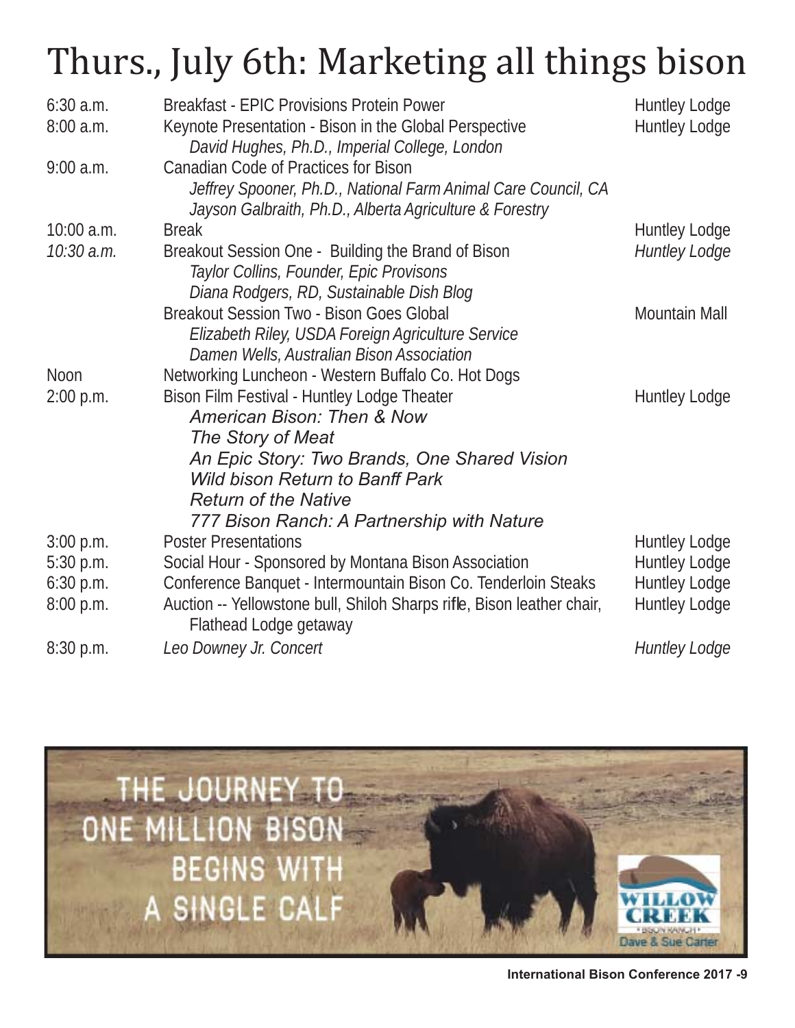# Thurs., July 6th: Marketing all things bison

| | | |
|---|---|---|
| 6:30 a.m. | Breakfast - EPIC Provisions Protein Power | Huntley Lodge |
| 8:00 a.m. | Keynote Presentation - Bison in the Global Perspective<br>*David Hughes, Ph.D., Imperial College, London* | Huntley Lodge |
| 9:00 a.m. | Canadian Code of Practices for Bison<br>*Jeffrey Spooner, Ph.D., National Farm Animal Care Council, CA*<br>*Jayson Galbraith, Ph.D., Alberta Agriculture & Forestry* | |
| 10:00 a.m. | Break | Huntley Lodge |
| *10:30 a.m.* | Breakout Session One - Building the Brand of Bison<br>*Taylor Collins, Founder, Epic Provisons*<br>*Diana Rodgers, RD, Sustainable Dish Blog* | *Huntley Lodge* |
| | Breakout Session Two - Bison Goes Global<br>*Elizabeth Riley, USDA Foreign Agriculture Service*<br>*Damen Wells, Australian Bison Association* | Mountain Mall |
| Noon | Networking Luncheon - Western Buffalo Co. Hot Dogs | |
| 2:00 p.m. | Bison Film Festival - Huntley Lodge Theater<br>*American Bison: Then & Now*<br>*The Story of Meat*<br>*An Epic Story: Two Brands, One Shared Vision*<br>*Wild bison Return to Banff Park*<br>*Return of the Native*<br>*777 Bison Ranch: A Partnership with Nature* | Huntley Lodge |
| 3:00 p.m. | Poster Presentations | Huntley Lodge |
| 5:30 p.m. | Social Hour - Sponsored by Montana Bison Association | Huntley Lodge |
| 6:30 p.m. | Conference Banquet - Intermountain Bison Co. Tenderloin Steaks | Huntley Lodge |
| 8:00 p.m. | Auction -- Yellowstone bull, Shiloh Sharps rifle, Bison leather chair, Flathead Lodge getaway | Huntley Lodge |
| 8:30 p.m. | *Leo Downey Jr. Concert* | *Huntley Lodge* |

THE JOURNEY TO ONE MILLION BISON BEGINS WITH A SINGLE CALF

WILLOW CREEK BISON RANCH
Dave & Sue Carter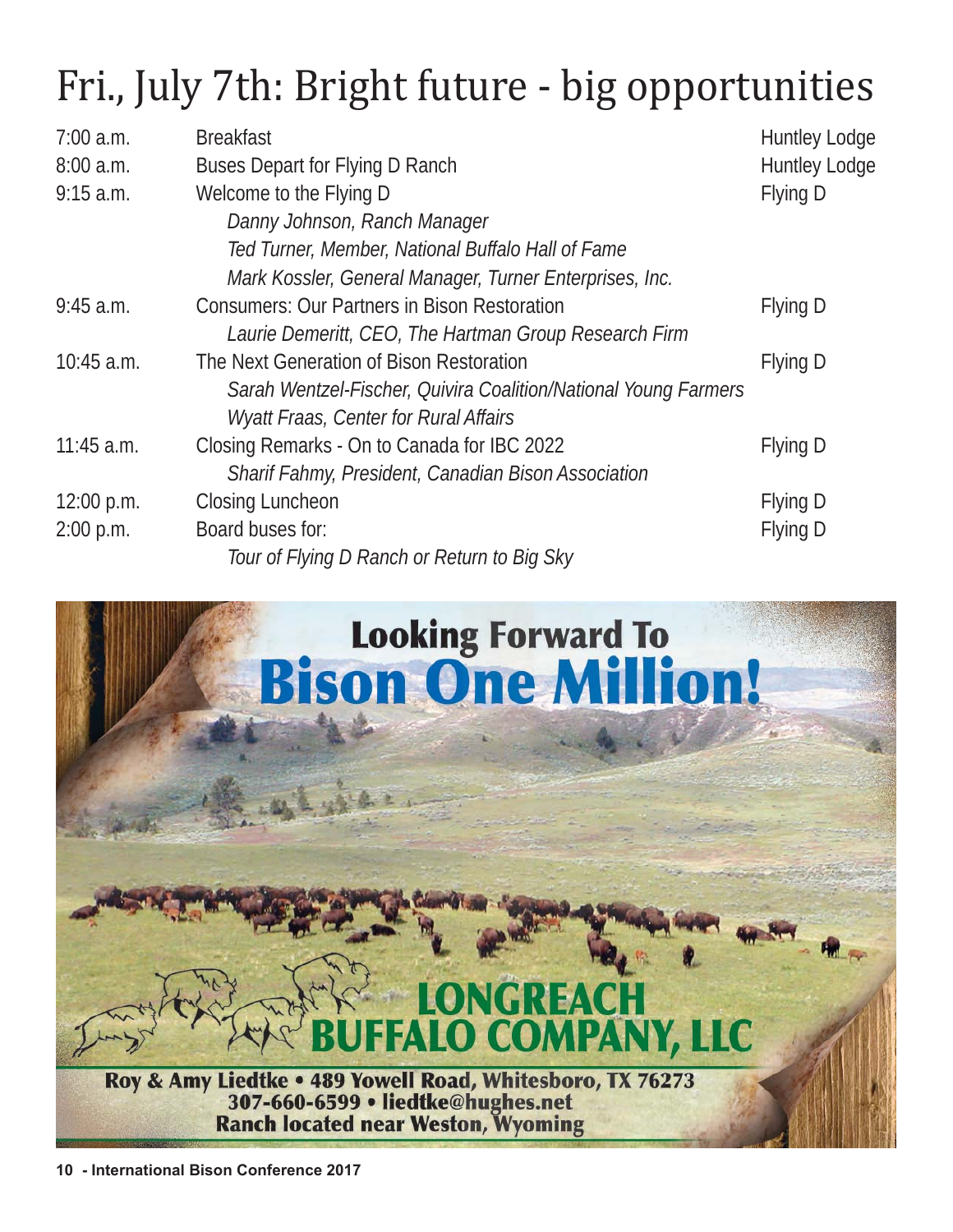# Fri., July 7th: Bright future - big opportunities

| | | |
|---|---|---|
| 7:00 a.m. | Breakfast | Huntley Lodge |
| 8:00 a.m. | Buses Depart for Flying D Ranch | Huntley Lodge |
| 9:15 a.m. | Welcome to the Flying D<br>*Danny Johnson, Ranch Manager*<br>*Ted Turner, Member, National Buffalo Hall of Fame*<br>*Mark Kossler, General Manager, Turner Enterprises, Inc.* | Flying D |
| 9:45 a.m. | Consumers: Our Partners in Bison Restoration<br>*Laurie Demeritt, CEO, The Hartman Group Research Firm* | Flying D |
| 10:45 a.m. | The Next Generation of Bison Restoration<br>*Sarah Wentzel-Fischer, Quivira Coalition/National Young Farmers*<br>*Wyatt Fraas, Center for Rural Affairs* | Flying D |
| 11:45 a.m. | Closing Remarks - On to Canada for IBC 2022<br>*Sharif Fahmy, President, Canadian Bison Association* | Flying D |
| 12:00 p.m. | Closing Luncheon | Flying D |
| 2:00 p.m. | Board buses for:<br>*Tour of Flying D Ranch or Return to Big Sky* | Flying D |

**Looking Forward To**

**Bison One Million!**

**LONGREACH BUFFALO COMPANY, LLC**

**Roy & Amy Liedtke • 489 Yowell Road, Whitesboro, TX 76273**
**307-660-6599 • liedtke@hughes.net**
**Ranch located near Weston, Wyoming**